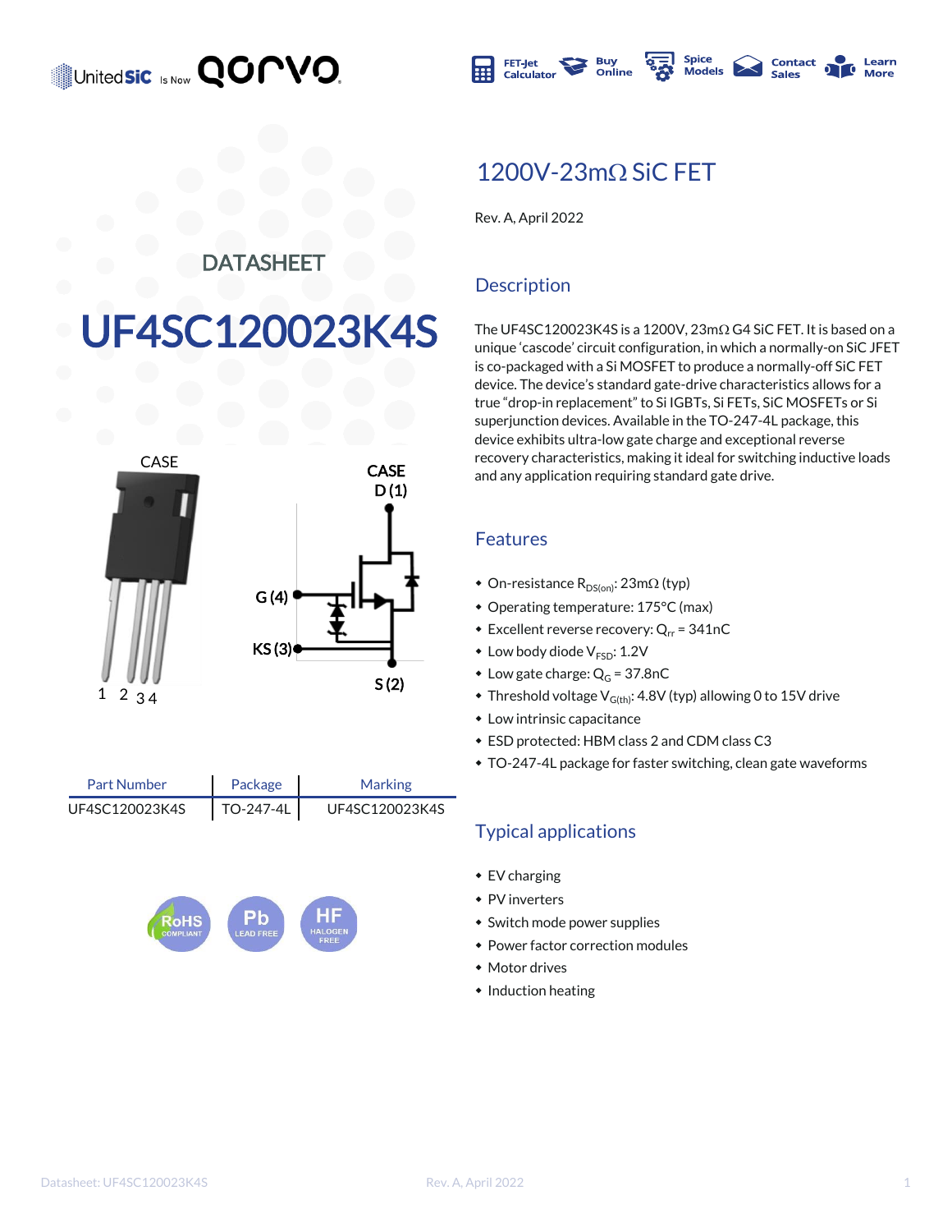# DATASHEET

# UF4SC120023K4S

## 1200V-23mΩ SiC FET

Rev. A, April 2022

CASE

CASE
D (1)

G (4)

KS (3)

S (2)

1 2 3 4

| Part Number | Package | Marking |
|---|---|---|
| UF4SC120023K4S | TO-247-4L | UF4SC120023K4S |

## Description

The UF4SC120023K4S is a 1200V, 23mΩ G4 SiC FET. It is based on a unique 'cascode' circuit configuration, in which a normally-on SiC JFET is co-packaged with a Si MOSFET to produce a normally-off SiC FET device. The device's standard gate-drive characteristics allows for a true "drop-in replacement" to Si IGBTs, Si FETs, SiC MOSFETs or Si superjunction devices. Available in the TO-247-4L package, this device exhibits ultra-low gate charge and exceptional reverse recovery characteristics, making it ideal for switching inductive loads and any application requiring standard gate drive.

## Features

- On-resistance $R_{DS(on)}$: 23mΩ (typ)
- Operating temperature: 175°C (max)
- Excellent reverse recovery: $Q_{rr}$ = 341nC
- Low body diode $V_{FSD}$: 1.2V
- Low gate charge: $Q_G$ = 37.8nC
- Threshold voltage $V_{G(th)}$: 4.8V (typ) allowing 0 to 15V drive
- Low intrinsic capacitance
- ESD protected: HBM class 2 and CDM class C3
- TO-247-4L package for faster switching, clean gate waveforms

## Typical applications

- EV charging
- PV inverters
- Switch mode power supplies
- Power factor correction modules
- Motor drives
- Induction heating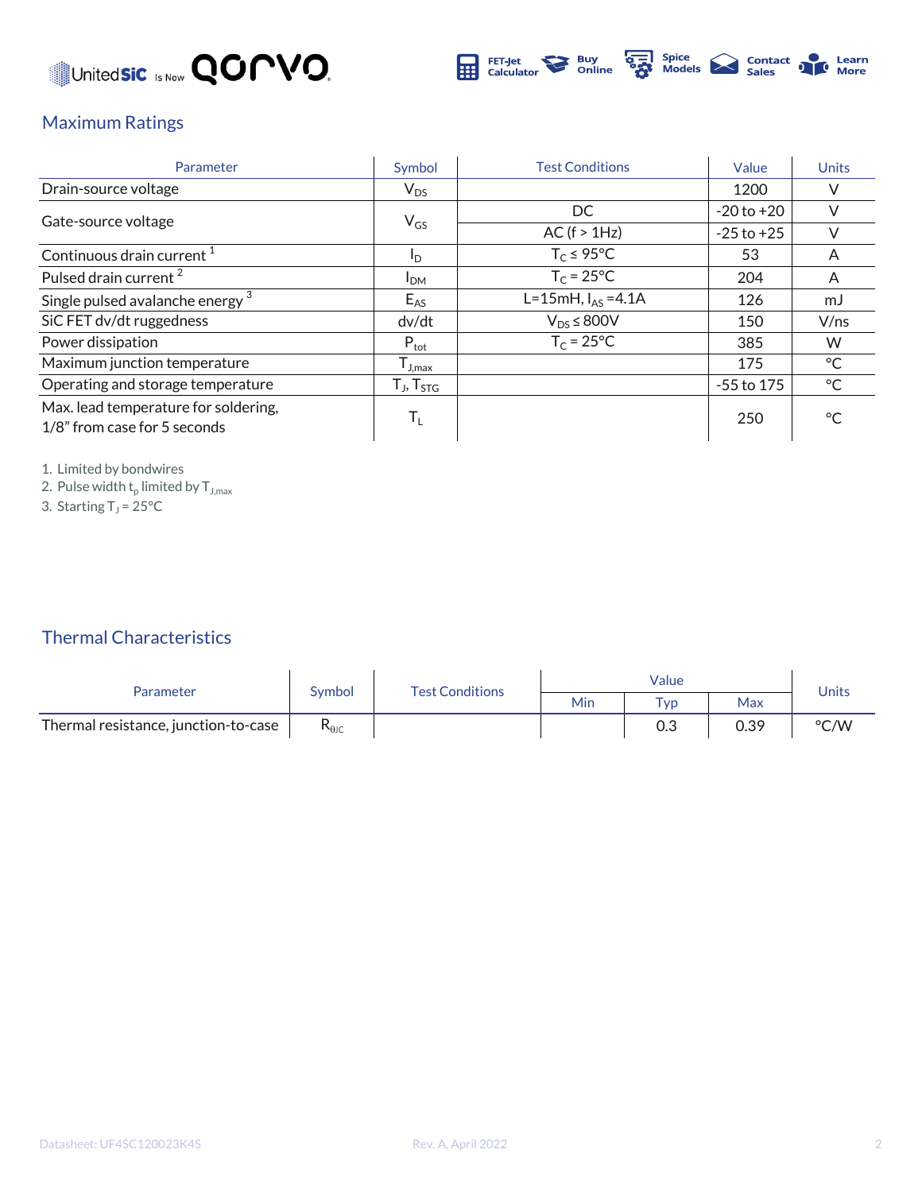## Maximum Ratings

| Parameter | Symbol | Test Conditions | Value | Units |
|---|---|---|---|---|
| Drain-source voltage | $V_{DS}$ | | 1200 | V |
| Gate-source voltage | $V_{GS}$ | DC | -20 to +20 | V |
| | | AC (f > 1Hz) | -25 to +25 | V |
| Continuous drain current [1] | $I_D$ | $T_C \leq 95°C$ | 53 | A |
| Pulsed drain current [2] | $I_{DM}$ | $T_C = 25°C$ | 204 | A |
| Single pulsed avalanche energy [3] | $E_{AS}$ | L=15mH, $I_{AS}$ =4.1A | 126 | mJ |
| SiC FET dv/dt ruggedness | dv/dt | $V_{DS} \leq 800V$ | 150 | V/ns |
| Power dissipation | $P_{tot}$ | $T_C = 25°C$ | 385 | W |
| Maximum junction temperature | $T_{J,max}$ | | 175 | °C |
| Operating and storage temperature | $T_J$, $T_{STG}$ | | -55 to 175 | °C |
| Max. lead temperature for soldering, 1/8" from case for 5 seconds | $T_L$ | | 250 | °C |

1. Limited by bondwires
2. Pulse width $t_p$ limited by $T_{J,max}$
3. Starting $T_J = 25°C$

## Thermal Characteristics

| Parameter | Symbol | Test Conditions | Value | | | Units |
|---|---|---|---|---|---|---|
| | | | Min | Typ | Max | |
| Thermal resistance, junction-to-case | $R_{\theta JC}$ | | | 0.3 | 0.39 | °C/W |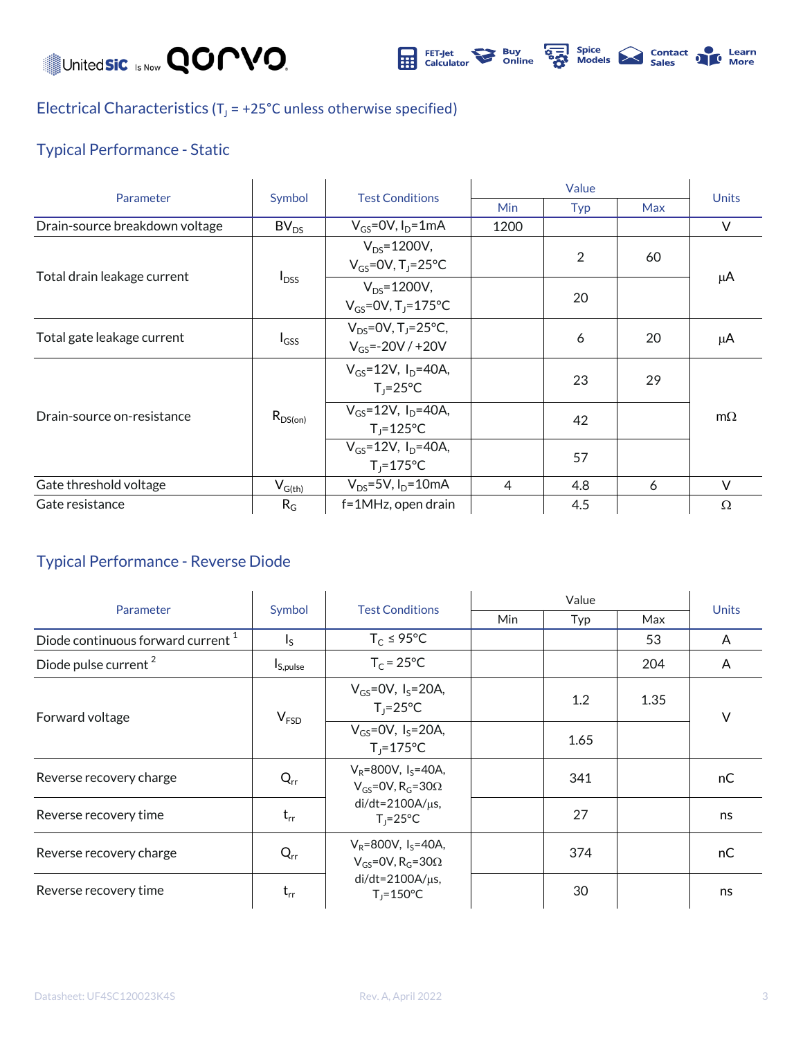## Electrical Characteristics ($T_J$ = +25°C unless otherwise specified)

### Typical Performance - Static

| Parameter | Symbol | Test Conditions | Value | | | Units |
|---|---|---|---|---|---|---|
| | | | Min | Typ | Max | |
| Drain-source breakdown voltage | $BV_{DS}$ | $V_{GS}$=0V, $I_D$=1mA | 1200 | | | V |
| Total drain leakage current | $I_{DSS}$ | $V_{DS}$=1200V, $V_{GS}$=0V, $T_J$=25°C | | 2 | 60 | μA |
| | | $V_{DS}$=1200V, $V_{GS}$=0V, $T_J$=175°C | | 20 | | |
| Total gate leakage current | $I_{GSS}$ | $V_{DS}$=0V, $T_J$=25°C, $V_{GS}$=-20V / +20V | | 6 | 20 | μA |
| Drain-source on-resistance | $R_{DS(on)}$ | $V_{GS}$=12V, $I_D$=40A, $T_J$=25°C | | 23 | 29 | mΩ |
| | | $V_{GS}$=12V, $I_D$=40A, $T_J$=125°C | | 42 | | |
| | | $V_{GS}$=12V, $I_D$=40A, $T_J$=175°C | | 57 | | |
| Gate threshold voltage | $V_{G(th)}$ | $V_{DS}$=5V, $I_D$=10mA | 4 | 4.8 | 6 | V |
| Gate resistance | $R_G$ | f=1MHz, open drain | | 4.5 | | Ω |

### Typical Performance - Reverse Diode

| Parameter | Symbol | Test Conditions | Value | | | Units |
|---|---|---|---|---|---|---|
| | | | Min | Typ | Max | |
| Diode continuous forward current [1] | $I_S$ | $T_C$ ≤ 95°C | | | 53 | A |
| Diode pulse current [2] | $I_{S,pulse}$ | $T_C$ = 25°C | | | 204 | A |
| Forward voltage | $V_{FSD}$ | $V_{GS}$=0V, $I_S$=20A, $T_J$=25°C | | 1.2 | 1.35 | V |
| | | $V_{GS}$=0V, $I_S$=20A, $T_J$=175°C | | 1.65 | | |
| Reverse recovery charge | $Q_{rr}$ | $V_R$=800V, $I_S$=40A, $V_{GS}$=0V, $R_G$=30Ω di/dt=2100A/μs, $T_J$=25°C | | 341 | | nC |
| Reverse recovery time | $t_{rr}$ | | | 27 | | ns |
| Reverse recovery charge | $Q_{rr}$ | $V_R$=800V, $I_S$=40A, $V_{GS}$=0V, $R_G$=30Ω di/dt=2100A/μs, $T_J$=150°C | | 374 | | nC |
| Reverse recovery time | $t_{rr}$ | | | 30 | | ns |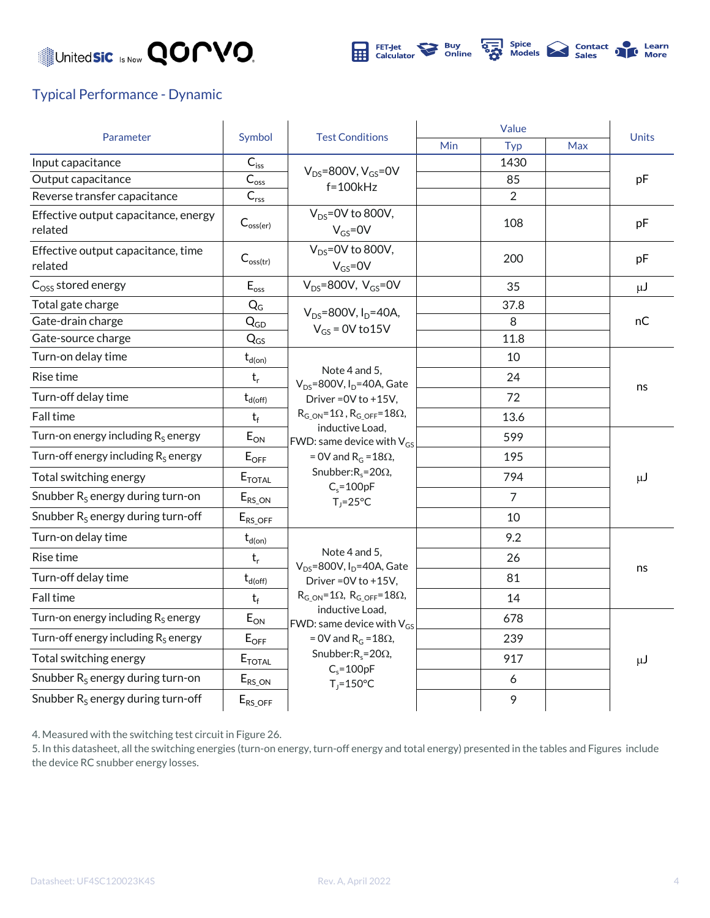## Typical Performance - Dynamic

| Parameter | Symbol | Test Conditions | Value | | | Units |
|---|---|---|---|---|---|---|
| | | | Min | Typ | Max | |
| Input capacitance | $C_{iss}$ | $V_{DS}$=800V, $V_{GS}$=0V f=100kHz | | 1430 | | pF |
| Output capacitance | $C_{oss}$ | | | 85 | | |
| Reverse transfer capacitance | $C_{rss}$ | | | 2 | | |
| Effective output capacitance, energy related | $C_{oss(er)}$ | $V_{DS}$=0V to 800V, $V_{GS}$=0V | | 108 | | pF |
| Effective output capacitance, time related | $C_{oss(tr)}$ | $V_{DS}$=0V to 800V, $V_{GS}$=0V | | 200 | | pF |
| $C_{OSS}$ stored energy | $E_{oss}$ | $V_{DS}$=800V, $V_{GS}$=0V | | 35 | | μJ |
| Total gate charge | $Q_G$ | $V_{DS}$=800V, $I_D$=40A, $V_{GS}$ = 0V to15V | | 37.8 | | nC |
| Gate-drain charge | $Q_{GD}$ | | | 8 | | |
| Gate-source charge | $Q_{GS}$ | | | 11.8 | | |
| Turn-on delay time | $t_{d(on)}$ | Note 4 and 5, $V_{DS}$=800V, $I_D$=40A, Gate Driver =0V to +15V, $R_{G\_ON}$=1Ω , $R_{G\_OFF}$=18Ω, inductive Load, FWD: same device with $V_{GS}$ = 0V and $R_G$ =18Ω, Snubber:$R_s$=20Ω, $C_s$=100pF $T_J$=25°C | | 10 | | ns |
| Rise time | $t_r$ | | | 24 | | |
| Turn-off delay time | $t_{d(off)}$ | | | 72 | | |
| Fall time | $t_f$ | | | 13.6 | | |
| Turn-on energy including $R_S$ energy | $E_{ON}$ | | | 599 | | μJ |
| Turn-off energy including $R_S$ energy | $E_{OFF}$ | | | 195 | | |
| Total switching energy | $E_{TOTAL}$ | | | 794 | | |
| Snubber $R_S$ energy during turn-on | $E_{RS\_ON}$ | | | 7 | | |
| Snubber $R_S$ energy during turn-off | $E_{RS\_OFF}$ | | | 10 | | |
| Turn-on delay time | $t_{d(on)}$ | Note 4 and 5, $V_{DS}$=800V, $I_D$=40A, Gate Driver =0V to +15V, $R_{G\_ON}$=1Ω, $R_{G\_OFF}$=18Ω, inductive Load, FWD: same device with $V_{GS}$ = 0V and $R_G$ =18Ω, Snubber:$R_s$=20Ω, $C_s$=100pF $T_J$=150°C | | 9.2 | | ns |
| Rise time | $t_r$ | | | 26 | | |
| Turn-off delay time | $t_{d(off)}$ | | | 81 | | |
| Fall time | $t_f$ | | | 14 | | |
| Turn-on energy including $R_S$ energy | $E_{ON}$ | | | 678 | | μJ |
| Turn-off energy including $R_S$ energy | $E_{OFF}$ | | | 239 | | |
| Total switching energy | $E_{TOTAL}$ | | | 917 | | |
| Snubber $R_S$ energy during turn-on | $E_{RS\_ON}$ | | | 6 | | |
| Snubber $R_S$ energy during turn-off | $E_{RS\_OFF}$ | | | 9 | | |

4. Measured with the switching test circuit in Figure 26.
5. In this datasheet, all the switching energies (turn-on energy, turn-off energy and total energy) presented in the tables and Figures include the device RC snubber energy losses.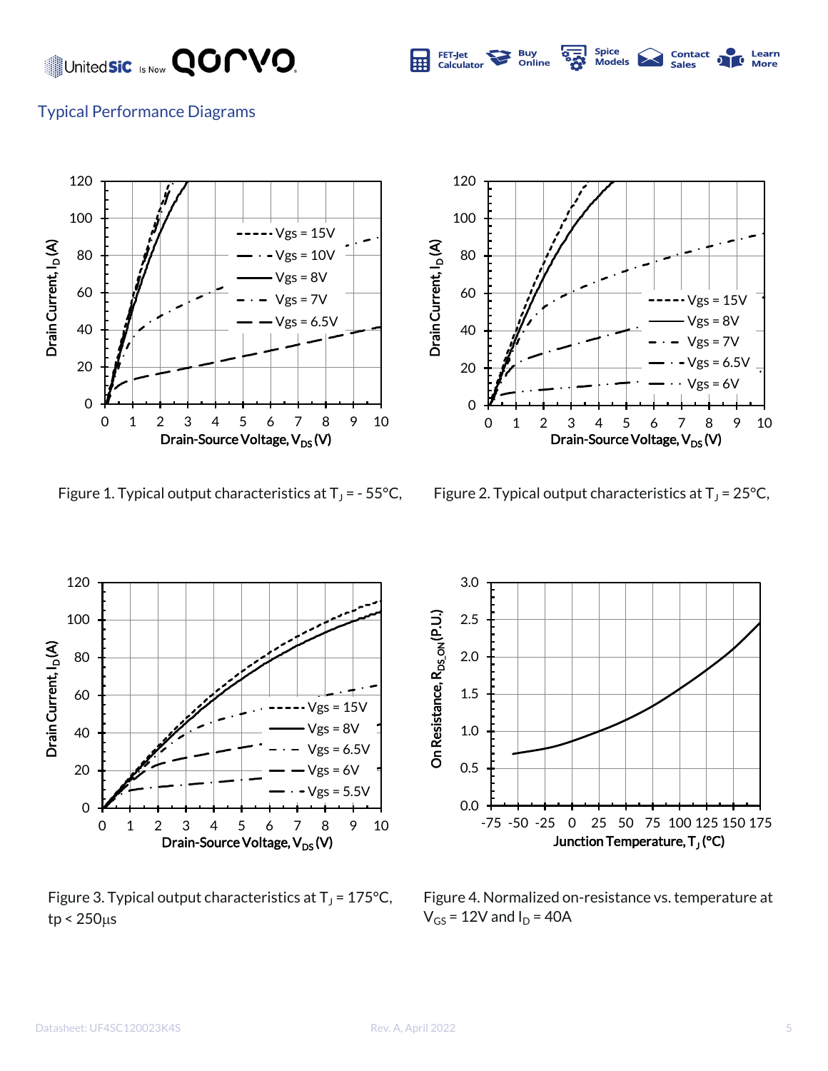## Typical Performance Diagrams

Figure 1. Typical output characteristics at $T_J$ = - 55°C,

Figure 2. Typical output characteristics at $T_J$ = 25°C,

Figure 3. Typical output characteristics at $T_J$ = 175°C, tp < 250µs

Figure 4. Normalized on-resistance vs. temperature at $V_{GS}$ = 12V and $I_D$ = 40A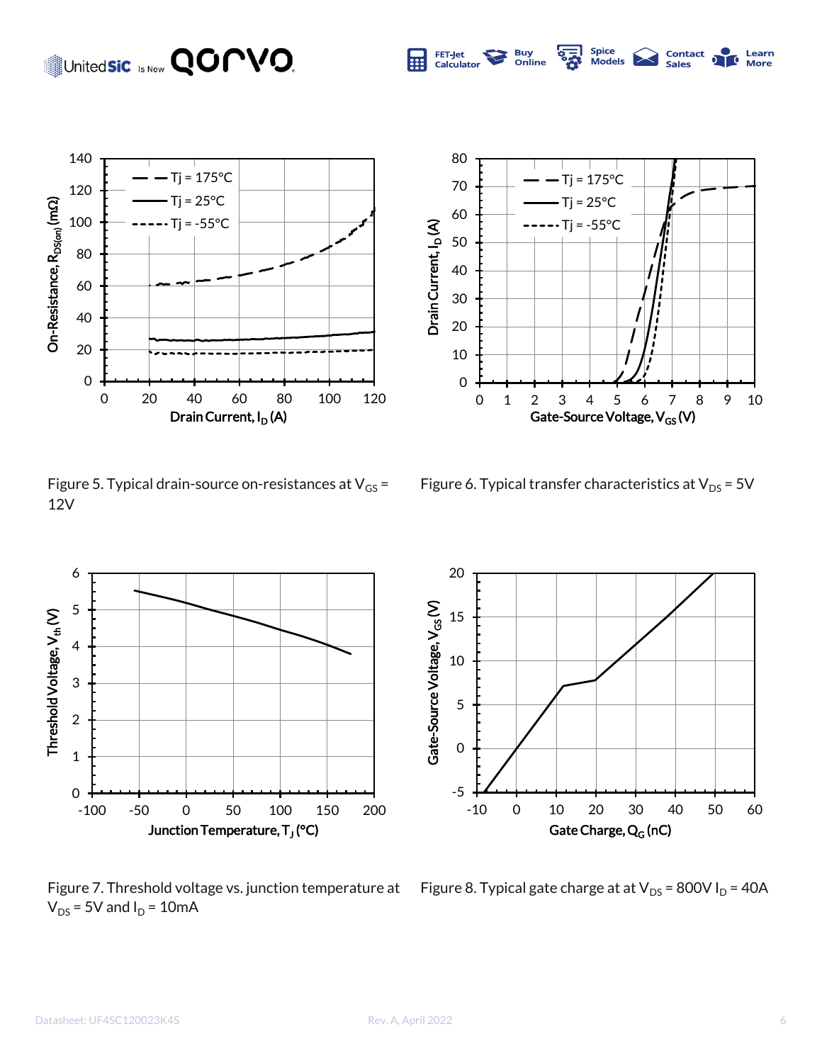Figure 5. Typical drain-source on-resistances at $V_{GS}$ = 12V

Figure 6. Typical transfer characteristics at $V_{DS}$ = 5V

Figure 7. Threshold voltage vs. junction temperature at $V_{DS}$ = 5V and $I_D$ = 10mA

Figure 8. Typical gate charge at at $V_{DS}$ = 800V $I_D$ = 40A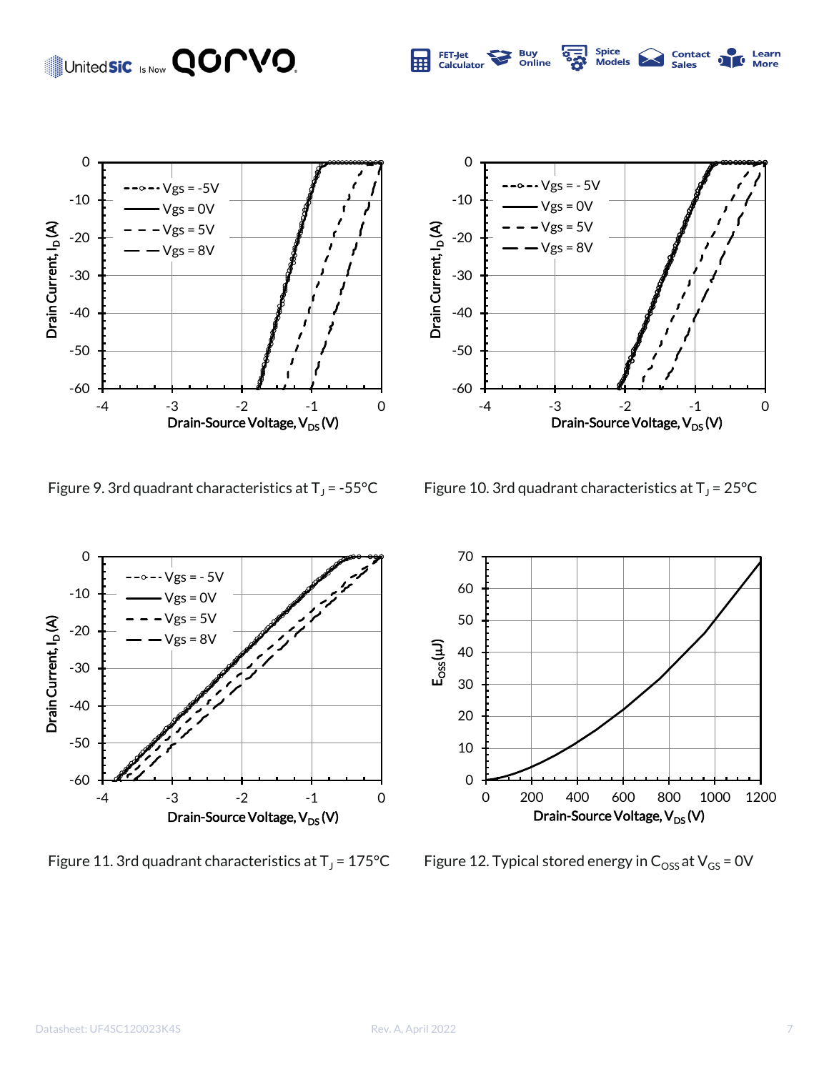Figure 9. 3rd quadrant characteristics at $T_J$ = -55°C

Figure 10. 3rd quadrant characteristics at $T_J$ = 25°C

Figure 11. 3rd quadrant characteristics at $T_J$ = 175°C

Figure 12. Typical stored energy in $C_{OSS}$ at $V_{GS}$ = 0V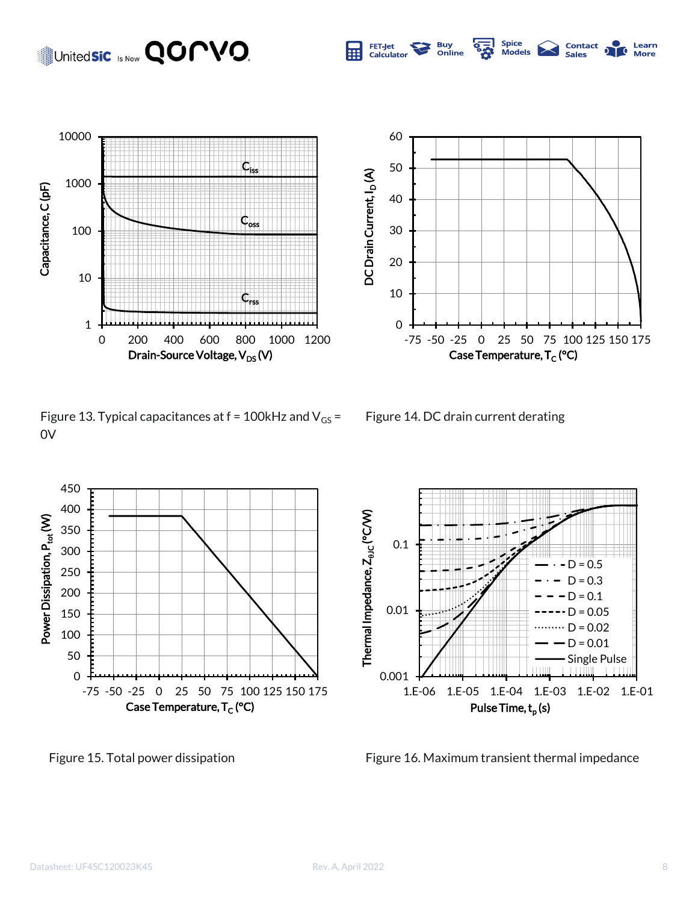Figure 13. Typical capacitances at f = 100kHz and $V_{GS}$ = 0V

Figure 14. DC drain current derating

Figure 15. Total power dissipation

Figure 16. Maximum transient thermal impedance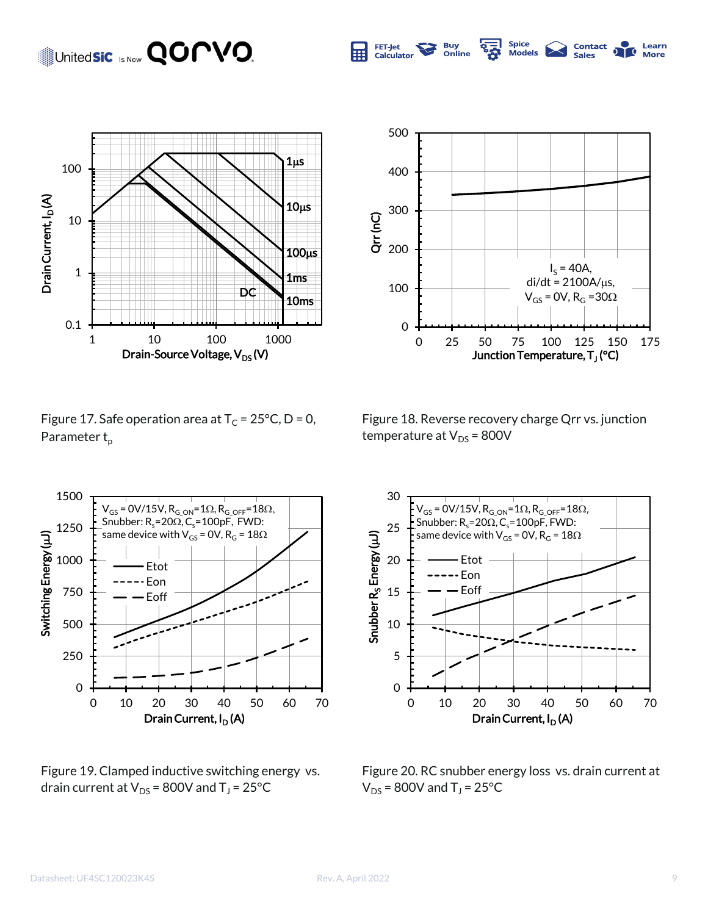Figure 17. Safe operation area at $T_C$ = 25°C, D = 0, Parameter $t_p$

Figure 18. Reverse recovery charge Qrr vs. junction temperature at $V_{DS}$ = 800V

Figure 19. Clamped inductive switching energy vs. drain current at $V_{DS}$ = 800V and $T_J$ = 25°C

Figure 20. RC snubber energy loss vs. drain current at $V_{DS}$ = 800V and $T_J$ = 25°C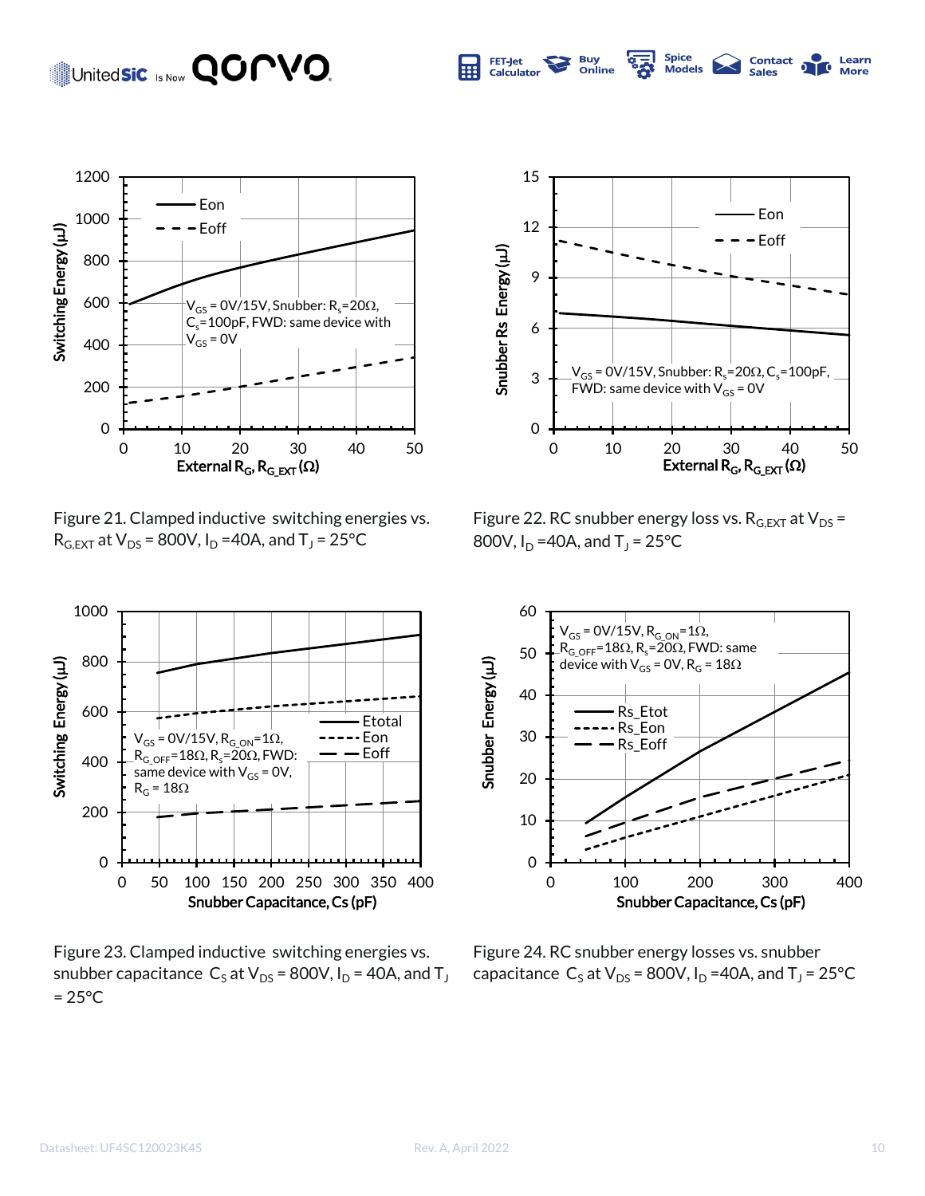Figure 21. Clamped inductive switching energies vs. $R_{G,EXT}$ at $V_{DS}$ = 800V, $I_D$ =40A, and $T_J$ = 25°C

Figure 22. RC snubber energy loss vs. $R_{G,EXT}$ at $V_{DS}$ = 800V, $I_D$ =40A, and $T_J$ = 25°C

Figure 23. Clamped inductive switching energies vs. snubber capacitance $C_S$ at $V_{DS}$ = 800V, $I_D$ = 40A, and $T_J$ = 25°C

Figure 24. RC snubber energy losses vs. snubber capacitance $C_S$ at $V_{DS}$ = 800V, $I_D$ =40A, and $T_J$ = 25°C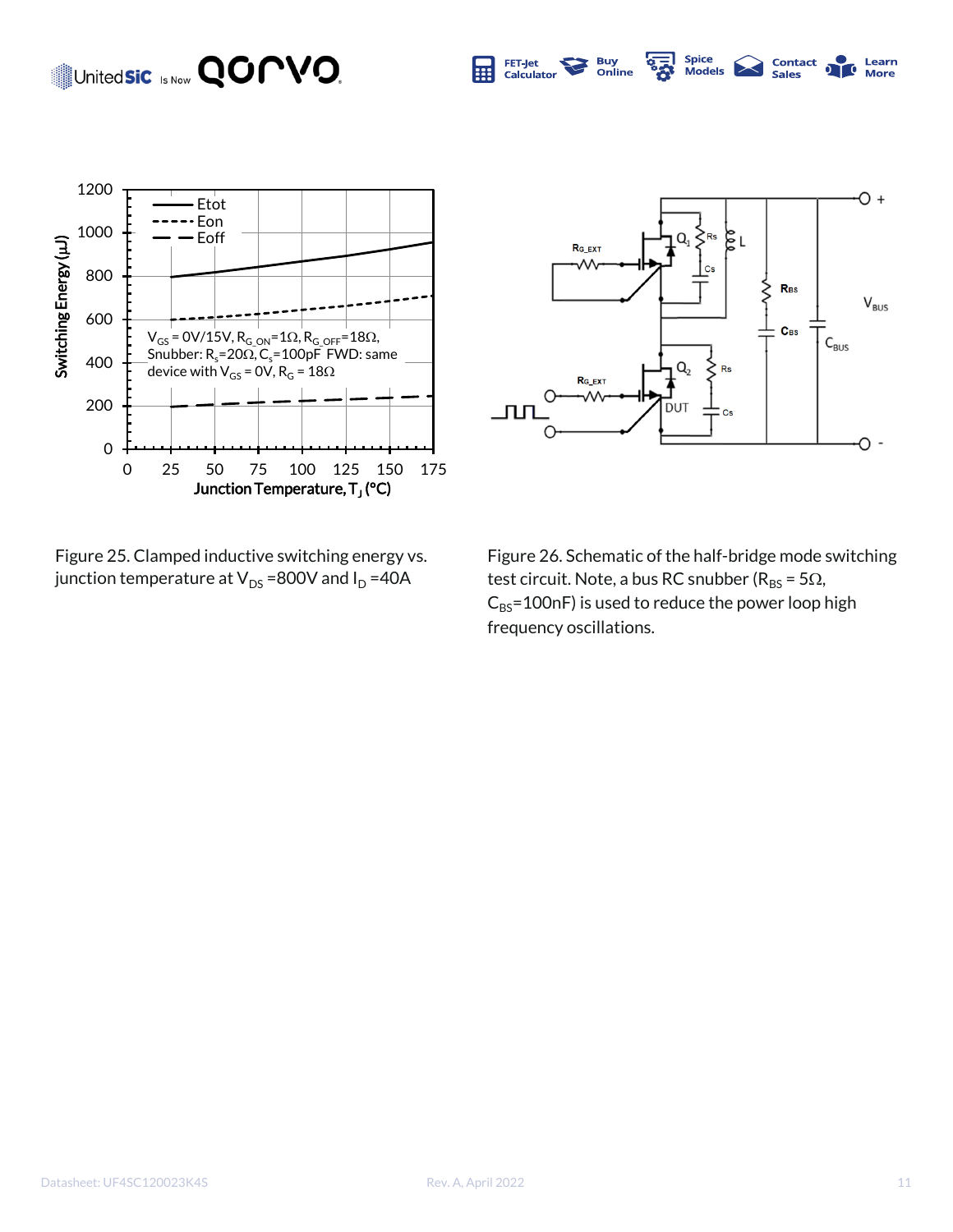Figure 25. Clamped inductive switching energy vs. junction temperature at $V_{DS}$ =800V and $I_D$ =40A

Figure 26. Schematic of the half-bridge mode switching test circuit. Note, a bus RC snubber ($R_{BS}$ = 5Ω, $C_{BS}$=100nF) is used to reduce the power loop high frequency oscillations.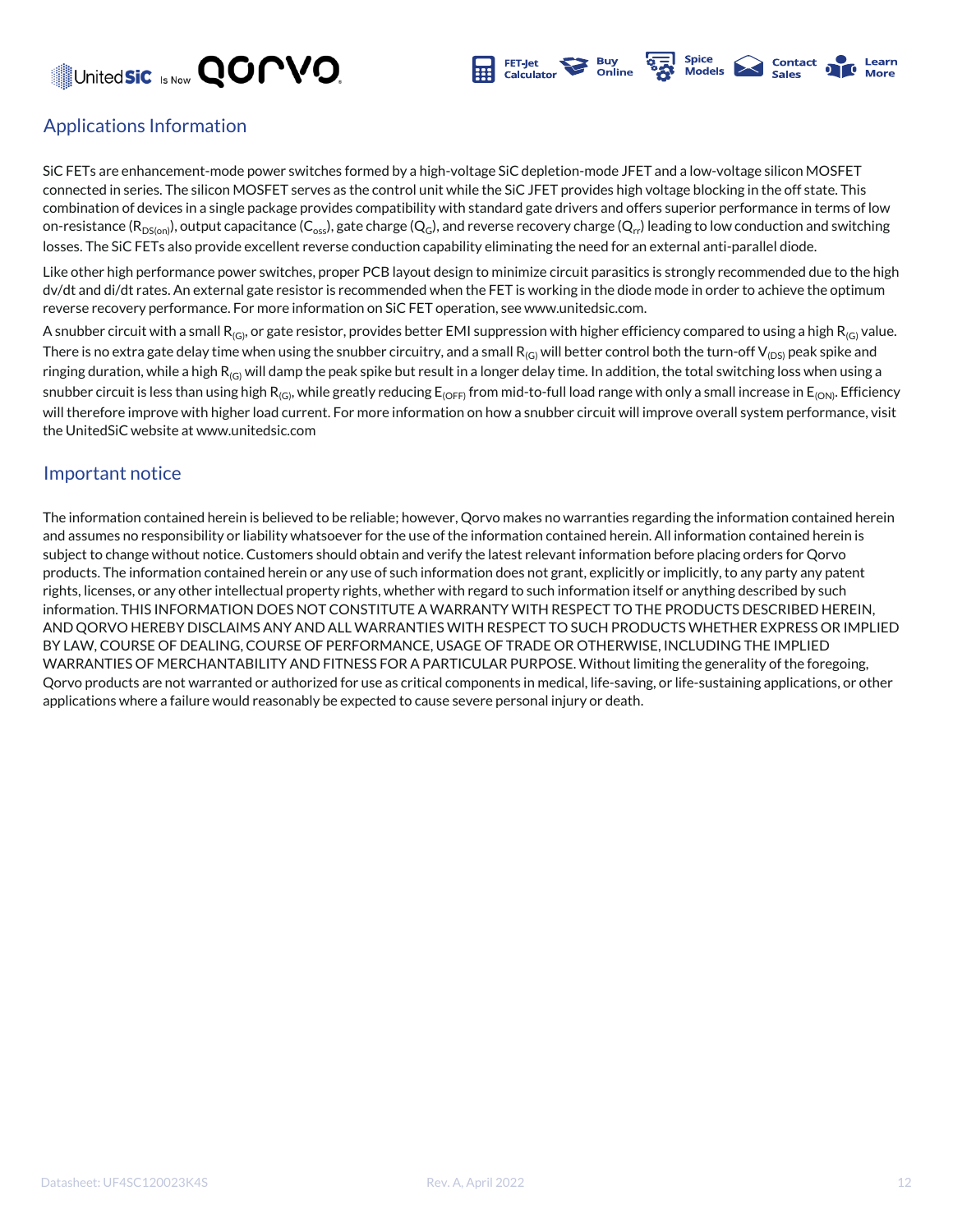## Applications Information

SiC FETs are enhancement-mode power switches formed by a high-voltage SiC depletion-mode JFET and a low-voltage silicon MOSFET connected in series. The silicon MOSFET serves as the control unit while the SiC JFET provides high voltage blocking in the off state. This combination of devices in a single package provides compatibility with standard gate drivers and offers superior performance in terms of low on-resistance ($R_{DS(on)}$), output capacitance ($C_{oss}$), gate charge ($Q_G$), and reverse recovery charge ($Q_{rr}$) leading to low conduction and switching losses. The SiC FETs also provide excellent reverse conduction capability eliminating the need for an external anti-parallel diode.

Like other high performance power switches, proper PCB layout design to minimize circuit parasitics is strongly recommended due to the high dv/dt and di/dt rates. An external gate resistor is recommended when the FET is working in the diode mode in order to achieve the optimum reverse recovery performance. For more information on SiC FET operation, see www.unitedsic.com.

A snubber circuit with a small $R_{(G)}$, or gate resistor, provides better EMI suppression with higher efficiency compared to using a high $R_{(G)}$ value. There is no extra gate delay time when using the snubber circuitry, and a small $R_{(G)}$ will better control both the turn-off $V_{(DS)}$ peak spike and ringing duration, while a high $R_{(G)}$ will damp the peak spike but result in a longer delay time. In addition, the total switching loss when using a snubber circuit is less than using high $R_{(G)}$, while greatly reducing $E_{(OFF)}$ from mid-to-full load range with only a small increase in $E_{(ON)}$. Efficiency will therefore improve with higher load current. For more information on how a snubber circuit will improve overall system performance, visit the UnitedSiC website at www.unitedsic.com

## Important notice

The information contained herein is believed to be reliable; however, Qorvo makes no warranties regarding the information contained herein and assumes no responsibility or liability whatsoever for the use of the information contained herein. All information contained herein is subject to change without notice. Customers should obtain and verify the latest relevant information before placing orders for Qorvo products. The information contained herein or any use of such information does not grant, explicitly or implicitly, to any party any patent rights, licenses, or any other intellectual property rights, whether with regard to such information itself or anything described by such information. THIS INFORMATION DOES NOT CONSTITUTE A WARRANTY WITH RESPECT TO THE PRODUCTS DESCRIBED HEREIN, AND QORVO HEREBY DISCLAIMS ANY AND ALL WARRANTIES WITH RESPECT TO SUCH PRODUCTS WHETHER EXPRESS OR IMPLIED BY LAW, COURSE OF DEALING, COURSE OF PERFORMANCE, USAGE OF TRADE OR OTHERWISE, INCLUDING THE IMPLIED WARRANTIES OF MERCHANTABILITY AND FITNESS FOR A PARTICULAR PURPOSE. Without limiting the generality of the foregoing, Qorvo products are not warranted or authorized for use as critical components in medical, life-saving, or life-sustaining applications, or other applications where a failure would reasonably be expected to cause severe personal injury or death.